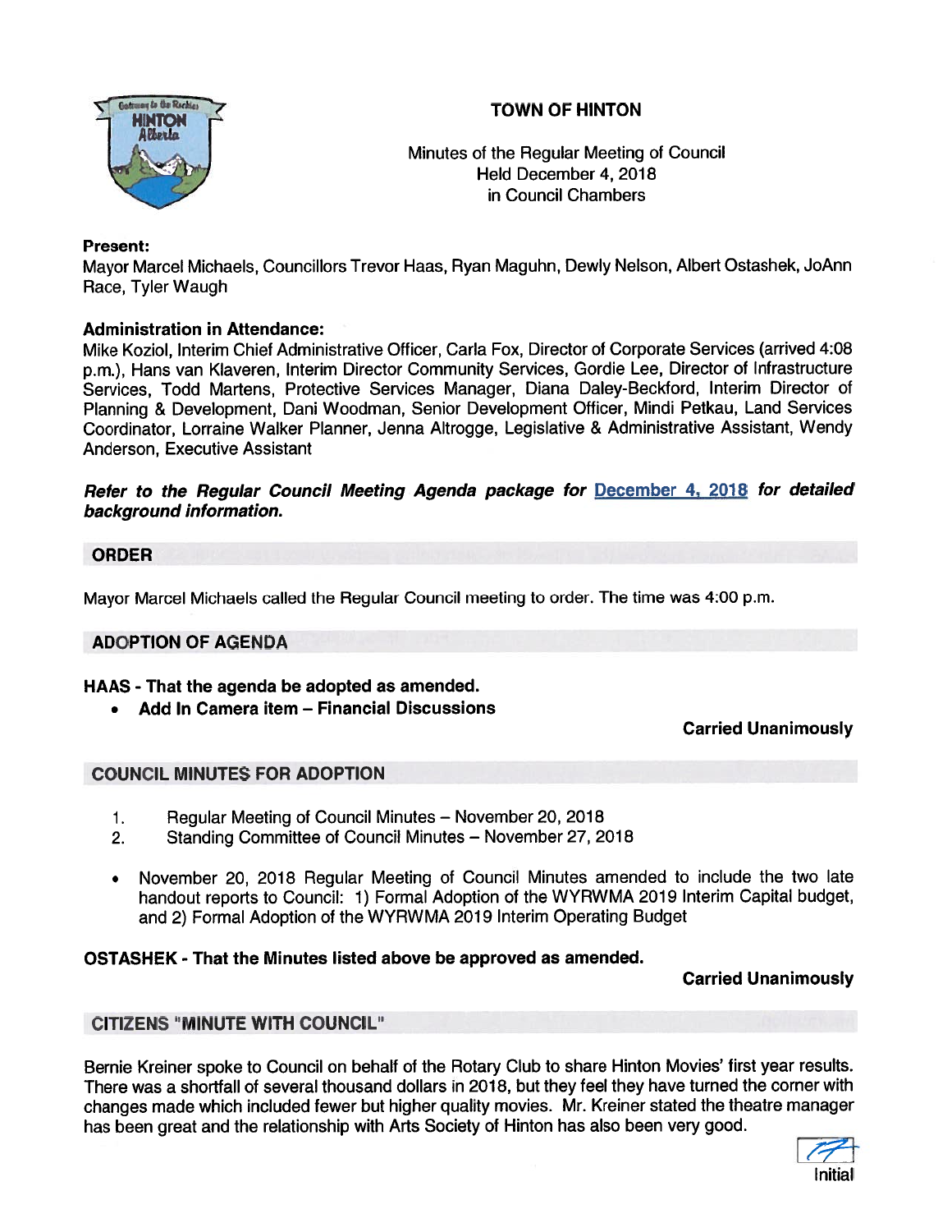# TOWN OF HINTON

Minutes of the Regular Meeting of Council
Held December 4, 2018
in Council Chambers

**Present:**
Mayor Marcel Michaels, Councillors Trevor Haas, Ryan Maguhn, Dewly Nelson, Albert Ostashek, JoAnn Race, Tyler Waugh

**Administration in Attendance:**
Mike Koziol, Interim Chief Administrative Officer, Carla Fox, Director of Corporate Services (arrived 4:08 p.m.), Hans van Klaveren, Interim Director Community Services, Gordie Lee, Director of Infrastructure Services, Todd Martens, Protective Services Manager, Diana Daley-Beckford, Interim Director of Planning & Development, Dani Woodman, Senior Development Officer, Mindi Petkau, Land Services Coordinator, Lorraine Walker Planner, Jenna Altrogge, Legislative & Administrative Assistant, Wendy Anderson, Executive Assistant

***Refer to the Regular Council Meeting Agenda package for December 4, 2018 for detailed background information.***

## ORDER

Mayor Marcel Michaels called the Regular Council meeting to order. The time was 4:00 p.m.

## ADOPTION OF AGENDA

**HAAS - That the agenda be adopted as amended.**

- **Add In Camera item – Financial Discussions**

**Carried Unanimously**

## COUNCIL MINUTES FOR ADOPTION

1. Regular Meeting of Council Minutes – November 20, 2018
2. Standing Committee of Council Minutes – November 27, 2018

- November 20, 2018 Regular Meeting of Council Minutes amended to include the two late handout reports to Council: 1) Formal Adoption of the WYRWMA 2019 Interim Capital budget, and 2) Formal Adoption of the WYRWMA 2019 Interim Operating Budget

**OSTASHEK - That the Minutes listed above be approved as amended.**

**Carried Unanimously**

## CITIZENS "MINUTE WITH COUNCIL"

Bernie Kreiner spoke to Council on behalf of the Rotary Club to share Hinton Movies' first year results. There was a shortfall of several thousand dollars in 2018, but they feel they have turned the corner with changes made which included fewer but higher quality movies. Mr. Kreiner stated the theatre manager has been great and the relationship with Arts Society of Hinton has also been very good.

Initial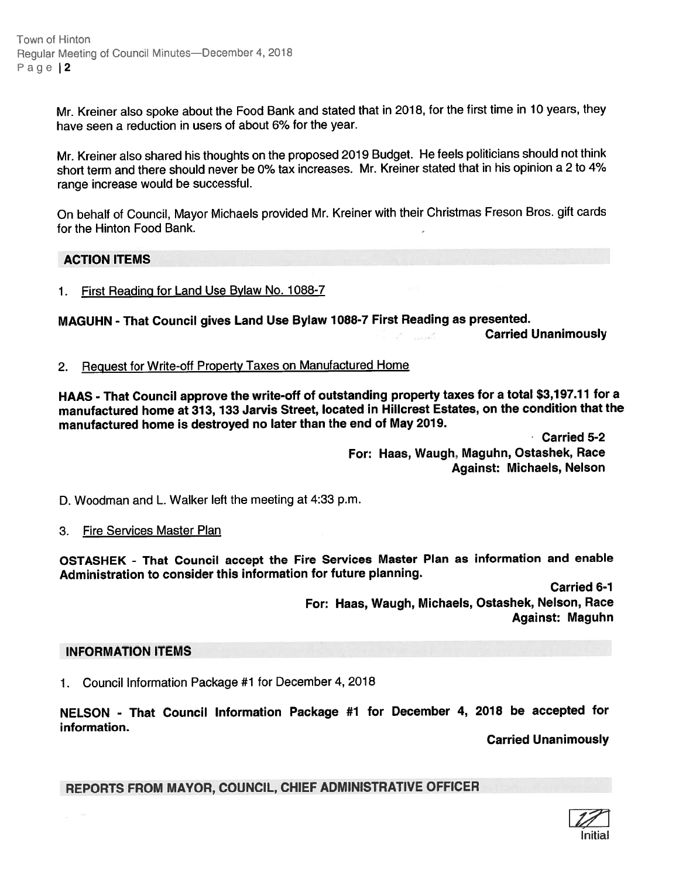Mr. Kreiner also spoke about the Food Bank and stated that in 2018, for the first time in 10 years, they have seen a reduction in users of about 6% for the year.

Mr. Kreiner also shared his thoughts on the proposed 2019 Budget. He feels politicians should not think short term and there should never be 0% tax increases. Mr. Kreiner stated that in his opinion a 2 to 4% range increase would be successful.

On behalf of Council, Mayor Michaels provided Mr. Kreiner with their Christmas Freson Bros. gift cards for the Hinton Food Bank.

## ACTION ITEMS

1. First Reading for Land Use Bylaw No. 1088-7

**MAGUHN - That Council gives Land Use Bylaw 1088-7 First Reading as presented.**

**Carried Unanimously**

2. Request for Write-off Property Taxes on Manufactured Home

**HAAS - That Council approve the write-off of outstanding property taxes for a total $3,197.11 for a manufactured home at 313, 133 Jarvis Street, located in Hillcrest Estates, on the condition that the manufactured home is destroyed no later than the end of May 2019.**

**Carried 5-2**
**For: Haas, Waugh, Maguhn, Ostashek, Race**
**Against: Michaels, Nelson**

D. Woodman and L. Walker left the meeting at 4:33 p.m.

3. Fire Services Master Plan

**OSTASHEK - That Council accept the Fire Services Master Plan as information and enable Administration to consider this information for future planning.**

**Carried 6-1**
**For: Haas, Waugh, Michaels, Ostashek, Nelson, Race**
**Against: Maguhn**

## INFORMATION ITEMS

1. Council Information Package #1 for December 4, 2018

**NELSON - That Council Information Package #1 for December 4, 2018 be accepted for information.**

**Carried Unanimously**

## REPORTS FROM MAYOR, COUNCIL, CHIEF ADMINISTRATIVE OFFICER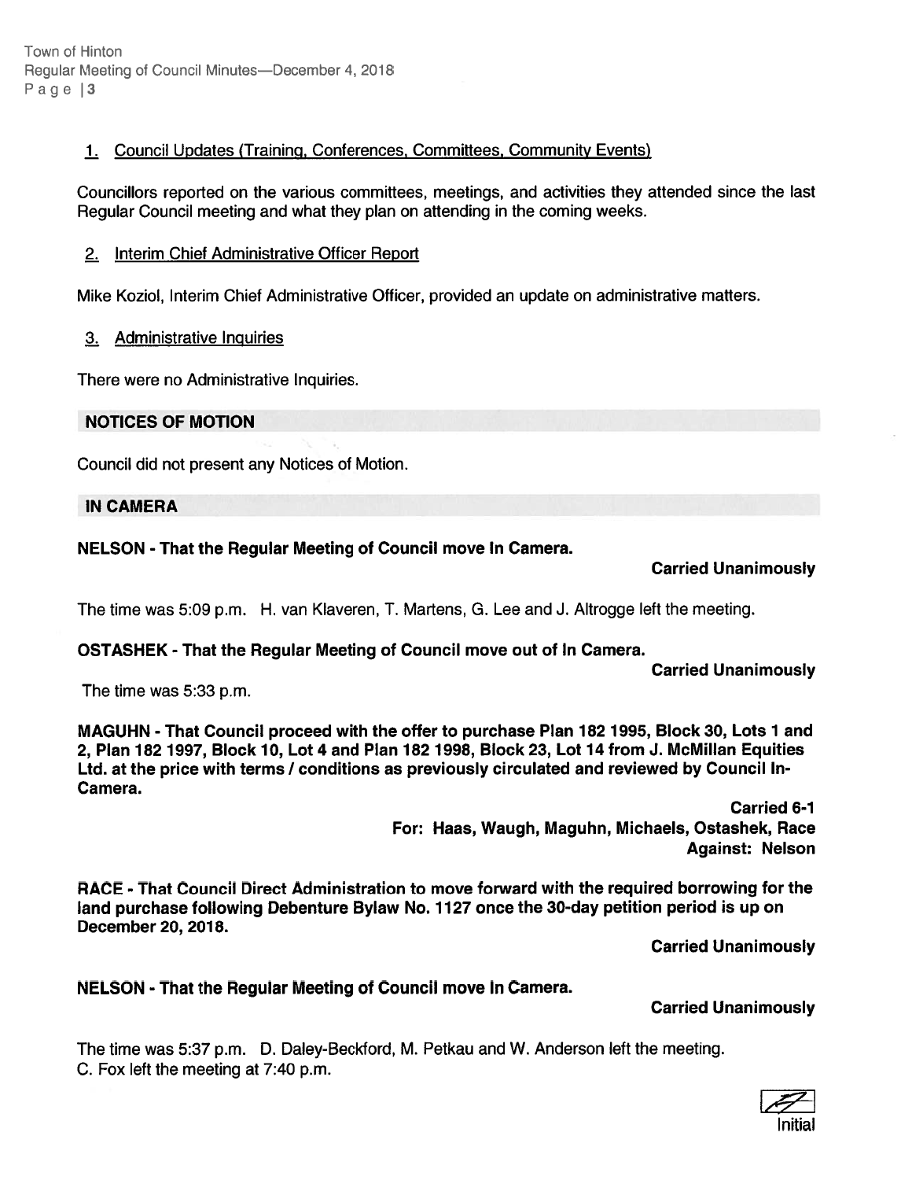1. Council Updates (Training, Conferences, Committees, Community Events)

Councillors reported on the various committees, meetings, and activities they attended since the last Regular Council meeting and what they plan on attending in the coming weeks.

2. Interim Chief Administrative Officer Report

Mike Koziol, Interim Chief Administrative Officer, provided an update on administrative matters.

3. Administrative Inquiries

There were no Administrative Inquiries.

## NOTICES OF MOTION

Council did not present any Notices of Motion.

## IN CAMERA

**NELSON - That the Regular Meeting of Council move In Camera.**

**Carried Unanimously**

The time was 5:09 p.m. H. van Klaveren, T. Martens, G. Lee and J. Altrogge left the meeting.

**OSTASHEK - That the Regular Meeting of Council move out of In Camera.**

**Carried Unanimously**

The time was 5:33 p.m.

**MAGUHN - That Council proceed with the offer to purchase Plan 182 1995, Block 30, Lots 1 and 2, Plan 182 1997, Block 10, Lot 4 and Plan 182 1998, Block 23, Lot 14 from J. McMillan Equities Ltd. at the price with terms / conditions as previously circulated and reviewed by Council In-Camera.**

**Carried 6-1**
**For: Haas, Waugh, Maguhn, Michaels, Ostashek, Race**
**Against: Nelson**

**RACE - That Council Direct Administration to move forward with the required borrowing for the land purchase following Debenture Bylaw No. 1127 once the 30-day petition period is up on December 20, 2018.**

**Carried Unanimously**

**NELSON - That the Regular Meeting of Council move In Camera.**

**Carried Unanimously**

The time was 5:37 p.m. D. Daley-Beckford, M. Petkau and W. Anderson left the meeting.
C. Fox left the meeting at 7:40 p.m.

Initial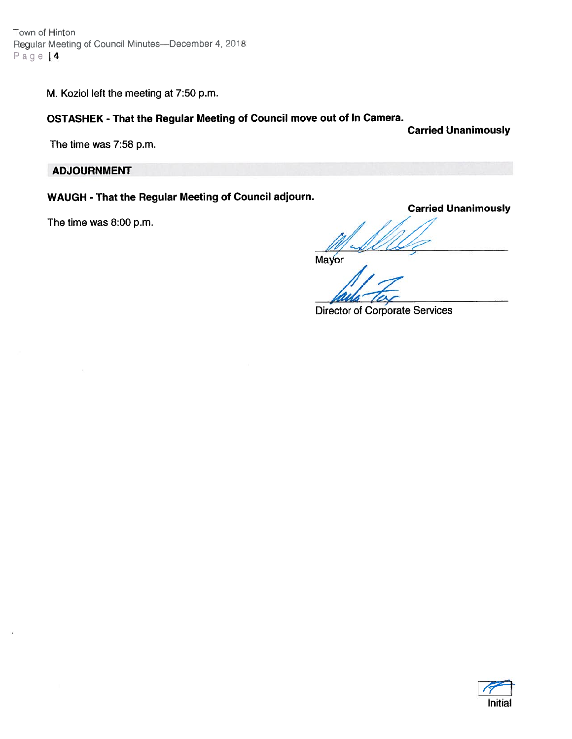M. Koziol left the meeting at 7:50 p.m.

**OSTASHEK - That the Regular Meeting of Council move out of In Camera.**

**Carried Unanimously**

The time was 7:58 p.m.

## ADJOURNMENT

**WAUGH - That the Regular Meeting of Council adjourn.**

**Carried Unanimously**

The time was 8:00 p.m.

Mayor

Director of Corporate Services

Initial